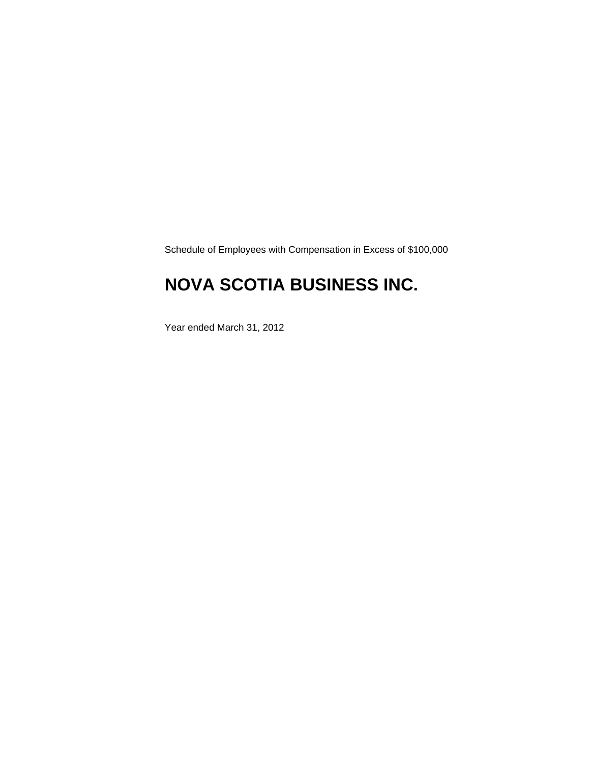Schedule of Employees with Compensation in Excess of $100,000

# NOVA SCOTIA BUSINESS INC.

Year ended March 31, 2012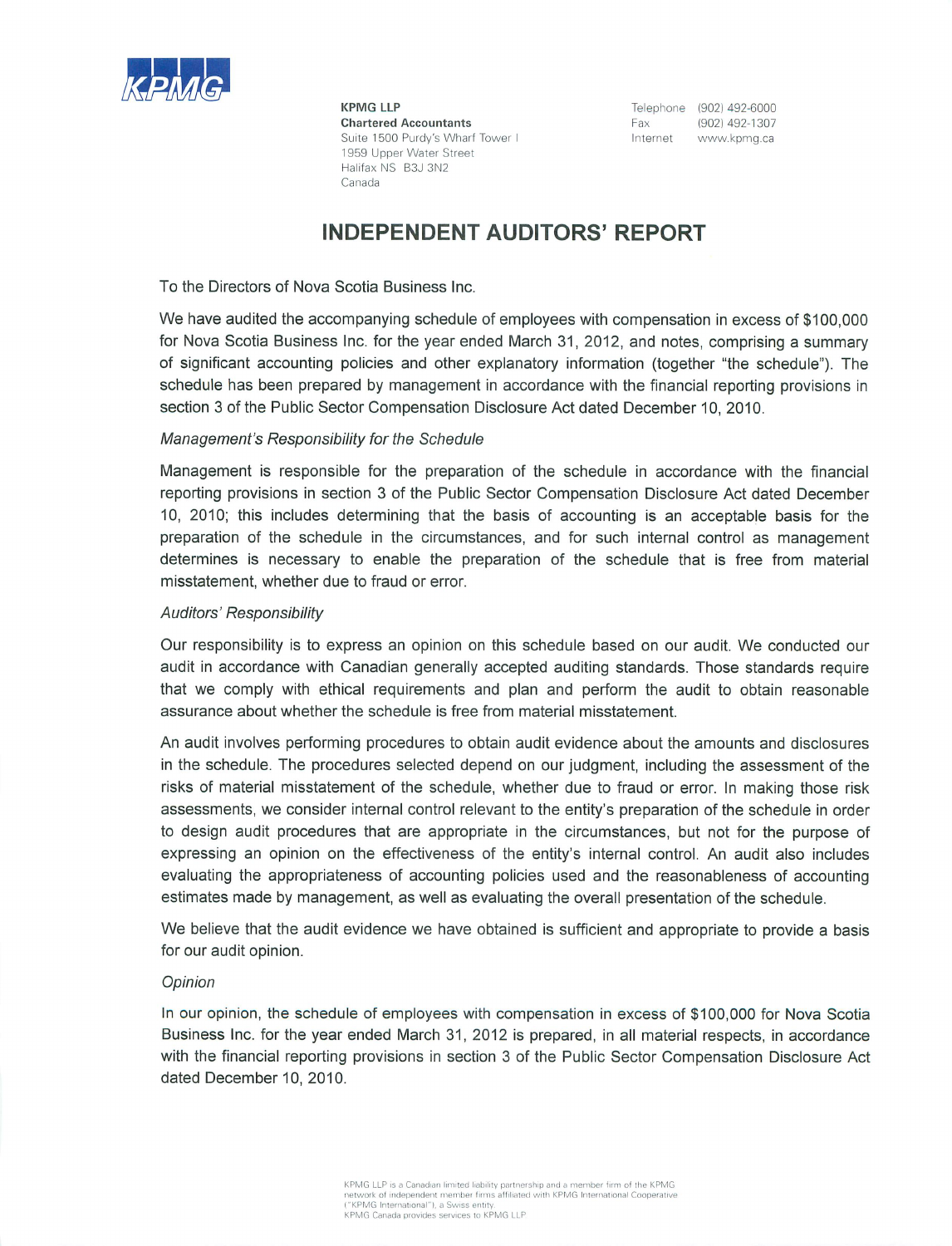**KPMG LLP**
**Chartered Accountants**
Suite 1500 Purdy's Wharf Tower I
1959 Upper Water Street
Halifax NS B3J 3N2
Canada

Telephone (902) 492-6000
Fax (902) 492-1307
Internet www.kpmg.ca

# INDEPENDENT AUDITORS' REPORT

To the Directors of Nova Scotia Business Inc.

We have audited the accompanying schedule of employees with compensation in excess of $100,000 for Nova Scotia Business Inc. for the year ended March 31, 2012, and notes, comprising a summary of significant accounting policies and other explanatory information (together "the schedule"). The schedule has been prepared by management in accordance with the financial reporting provisions in section 3 of the Public Sector Compensation Disclosure Act dated December 10, 2010.

*Management's Responsibility for the Schedule*

Management is responsible for the preparation of the schedule in accordance with the financial reporting provisions in section 3 of the Public Sector Compensation Disclosure Act dated December 10, 2010; this includes determining that the basis of accounting is an acceptable basis for the preparation of the schedule in the circumstances, and for such internal control as management determines is necessary to enable the preparation of the schedule that is free from material misstatement, whether due to fraud or error.

*Auditors' Responsibility*

Our responsibility is to express an opinion on this schedule based on our audit. We conducted our audit in accordance with Canadian generally accepted auditing standards. Those standards require that we comply with ethical requirements and plan and perform the audit to obtain reasonable assurance about whether the schedule is free from material misstatement.

An audit involves performing procedures to obtain audit evidence about the amounts and disclosures in the schedule. The procedures selected depend on our judgment, including the assessment of the risks of material misstatement of the schedule, whether due to fraud or error. In making those risk assessments, we consider internal control relevant to the entity's preparation of the schedule in order to design audit procedures that are appropriate in the circumstances, but not for the purpose of expressing an opinion on the effectiveness of the entity's internal control. An audit also includes evaluating the appropriateness of accounting policies used and the reasonableness of accounting estimates made by management, as well as evaluating the overall presentation of the schedule.

We believe that the audit evidence we have obtained is sufficient and appropriate to provide a basis for our audit opinion.

*Opinion*

In our opinion, the schedule of employees with compensation in excess of $100,000 for Nova Scotia Business Inc. for the year ended March 31, 2012 is prepared, in all material respects, in accordance with the financial reporting provisions in section 3 of the Public Sector Compensation Disclosure Act dated December 10, 2010.

KPMG LLP is a Canadian limited liability partnership and a member firm of the KPMG network of independent member firms affiliated with KPMG International Cooperative ("KPMG International"), a Swiss entity.
KPMG Canada provides services to KPMG LLP.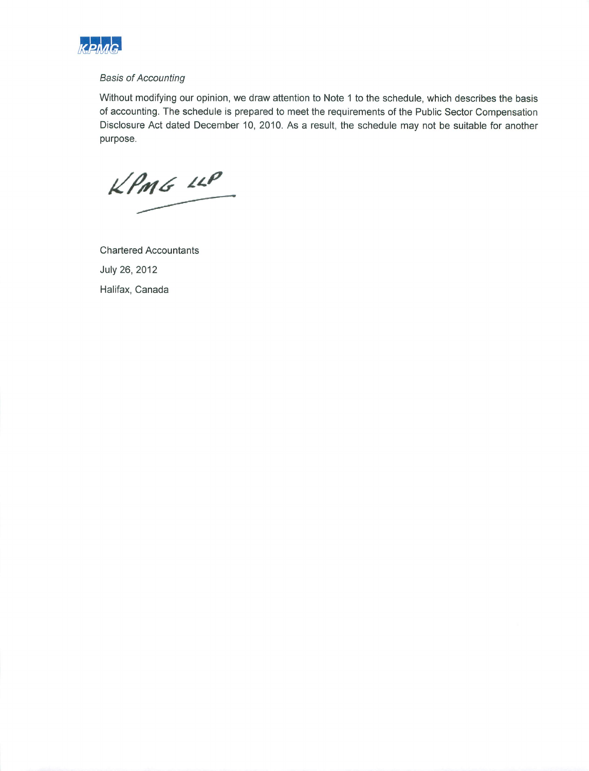*Basis of Accounting*

Without modifying our opinion, we draw attention to Note 1 to the schedule, which describes the basis of accounting. The schedule is prepared to meet the requirements of the Public Sector Compensation Disclosure Act dated December 10, 2010. As a result, the schedule may not be suitable for another purpose.

KPMG LLP

Chartered Accountants

July 26, 2012

Halifax, Canada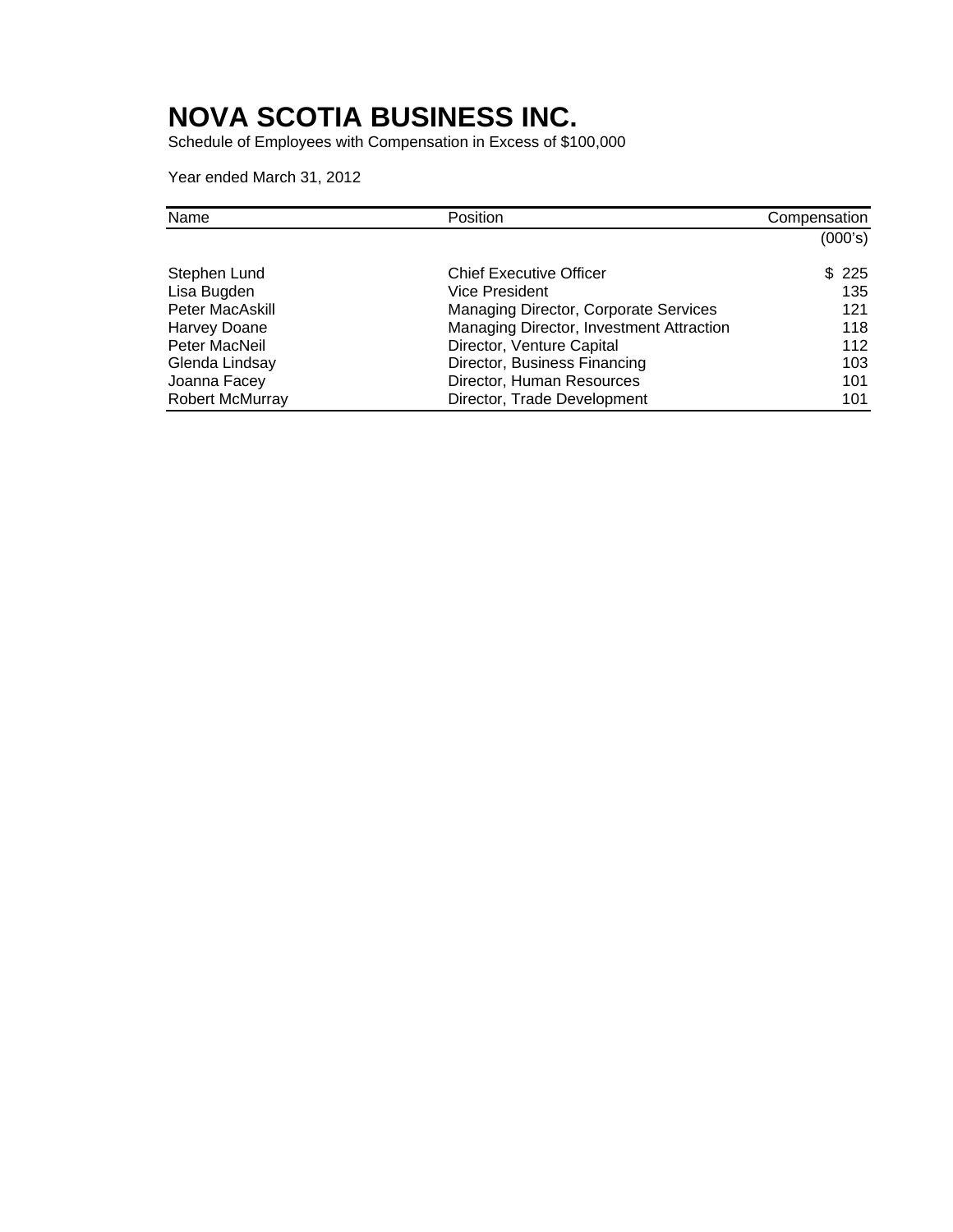# NOVA SCOTIA BUSINESS INC.

Schedule of Employees with Compensation in Excess of $100,000

Year ended March 31, 2012

| Name | Position | Compensation (000's) |
|---|---|---|
| Stephen Lund | Chief Executive Officer | $ 225 |
| Lisa Bugden | Vice President | 135 |
| Peter MacAskill | Managing Director, Corporate Services | 121 |
| Harvey Doane | Managing Director, Investment Attraction | 118 |
| Peter MacNeil | Director, Venture Capital | 112 |
| Glenda Lindsay | Director, Business Financing | 103 |
| Joanna Facey | Director, Human Resources | 101 |
| Robert McMurray | Director, Trade Development | 101 |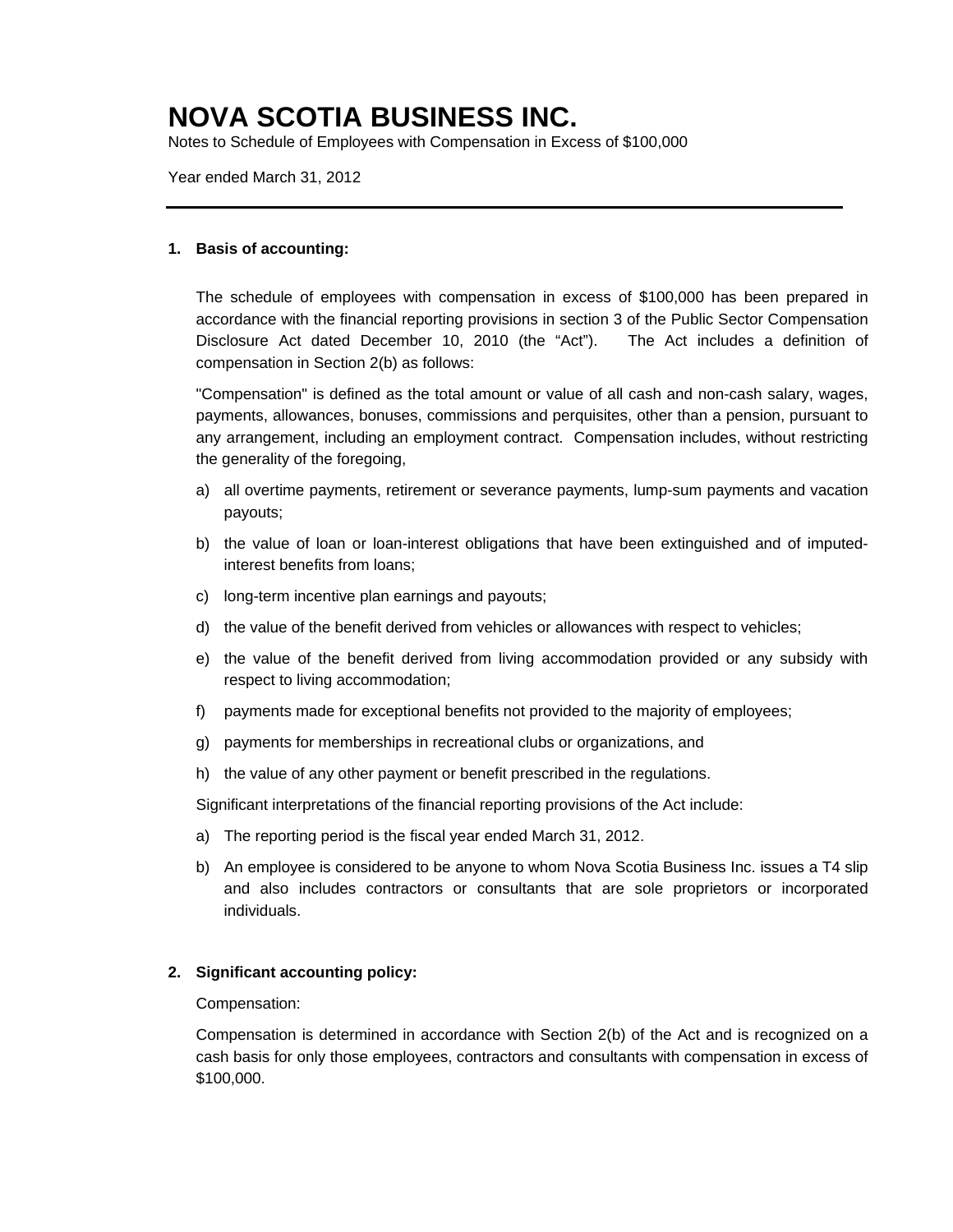# NOVA SCOTIA BUSINESS INC.

Notes to Schedule of Employees with Compensation in Excess of $100,000

Year ended March 31, 2012

---

**1. Basis of accounting:**

The schedule of employees with compensation in excess of $100,000 has been prepared in accordance with the financial reporting provisions in section 3 of the Public Sector Compensation Disclosure Act dated December 10, 2010 (the "Act"). The Act includes a definition of compensation in Section 2(b) as follows:

"Compensation" is defined as the total amount or value of all cash and non-cash salary, wages, payments, allowances, bonuses, commissions and perquisites, other than a pension, pursuant to any arrangement, including an employment contract. Compensation includes, without restricting the generality of the foregoing,

a) all overtime payments, retirement or severance payments, lump-sum payments and vacation payouts;

b) the value of loan or loan-interest obligations that have been extinguished and of imputed-interest benefits from loans;

c) long-term incentive plan earnings and payouts;

d) the value of the benefit derived from vehicles or allowances with respect to vehicles;

e) the value of the benefit derived from living accommodation provided or any subsidy with respect to living accommodation;

f) payments made for exceptional benefits not provided to the majority of employees;

g) payments for memberships in recreational clubs or organizations, and

h) the value of any other payment or benefit prescribed in the regulations.

Significant interpretations of the financial reporting provisions of the Act include:

a) The reporting period is the fiscal year ended March 31, 2012.

b) An employee is considered to be anyone to whom Nova Scotia Business Inc. issues a T4 slip and also includes contractors or consultants that are sole proprietors or incorporated individuals.

**2. Significant accounting policy:**

Compensation:

Compensation is determined in accordance with Section 2(b) of the Act and is recognized on a cash basis for only those employees, contractors and consultants with compensation in excess of $100,000.